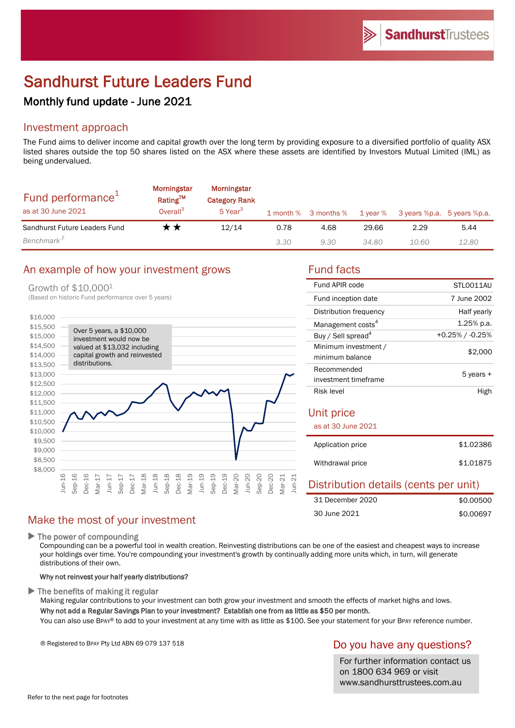# Sandhurst Future Leaders Fund

## Monthly fund update - June 2021

## Investment approach

The Fund aims to deliver income and capital growth over the long term by providing exposure to a diversified portfolio of quality ASX listed shares outside the top 50 shares listed on the ASX where these assets are identified by Investors Mutual Limited (IML) as being undervalued.

| Fund performance[1] as at 30 June 2021 | Morningstar Rating™ Overall[3] | Morningstar Category Rank 5 Year[3] | 1 month % | 3 months % | 1 year % | 3 years %p.a. | 5 years %p.a. |
|---|---|---|---|---|---|---|---|
| Sandhurst Future Leaders Fund | ★★ | 12/14 | 0.78 | 4.68 | 29.66 | 2.29 | 5.44 |
| *Benchmark*[2] | | | *3.30* | *9.30* | *34.80* | *10.60* | *12.80* |

## An example of how your investment grows

Growth of $10,000[1]

(Based on historic Fund performance over 5 years)

Over 5 years, a $10,000 investment would now be valued at $13,032 including capital growth and reinvested distributions.

## Fund facts

| | |
|---|---|
| Fund APIR code | STL0011AU |
| Fund inception date | 7 June 2002 |
| Distribution frequency | Half yearly |
| Management costs[4] | 1.25% p.a. |
| Buy / Sell spread[4] | +0.25% / -0.25% |
| Minimum investment / minimum balance | $2,000 |
| Recommended investment timeframe | 5 years + |
| Risk level | High |

## Unit price

as at 30 June 2021

| | |
|---|---|
| Application price | $1.02386 |
| Withdrawal price | $1.01875 |

## Distribution details (cents per unit)

| | |
|---|---|
| 31 December 2020 | $0.00500 |
| 30 June 2021 | $0.00697 |

## Make the most of your investment

▶ The power of compounding

Compounding can be a powerful tool in wealth creation. Reinvesting distributions can be one of the easiest and cheapest ways to increase your holdings over time. You're compounding your investment's growth by continually adding more units which, in turn, will generate distributions of their own.

**Why not reinvest your half yearly distributions?**

▶ The benefits of making it regular

Making regular contributions to your investment can both grow your investment and smooth the effects of market highs and lows.

**Why not add a Regular Savings Plan to your investment? Establish one from as little as $50 per month.**

You can also use BPAY® to add to your investment at any time with as little as $100. See your statement for your BPAY reference number.

® Registered to BPAY Pty Ltd ABN 69 079 137 518

## Do you have any questions?

For further information contact us on 1800 634 969 or visit www.sandhursttrustees.com.au

Refer to the next page for footnotes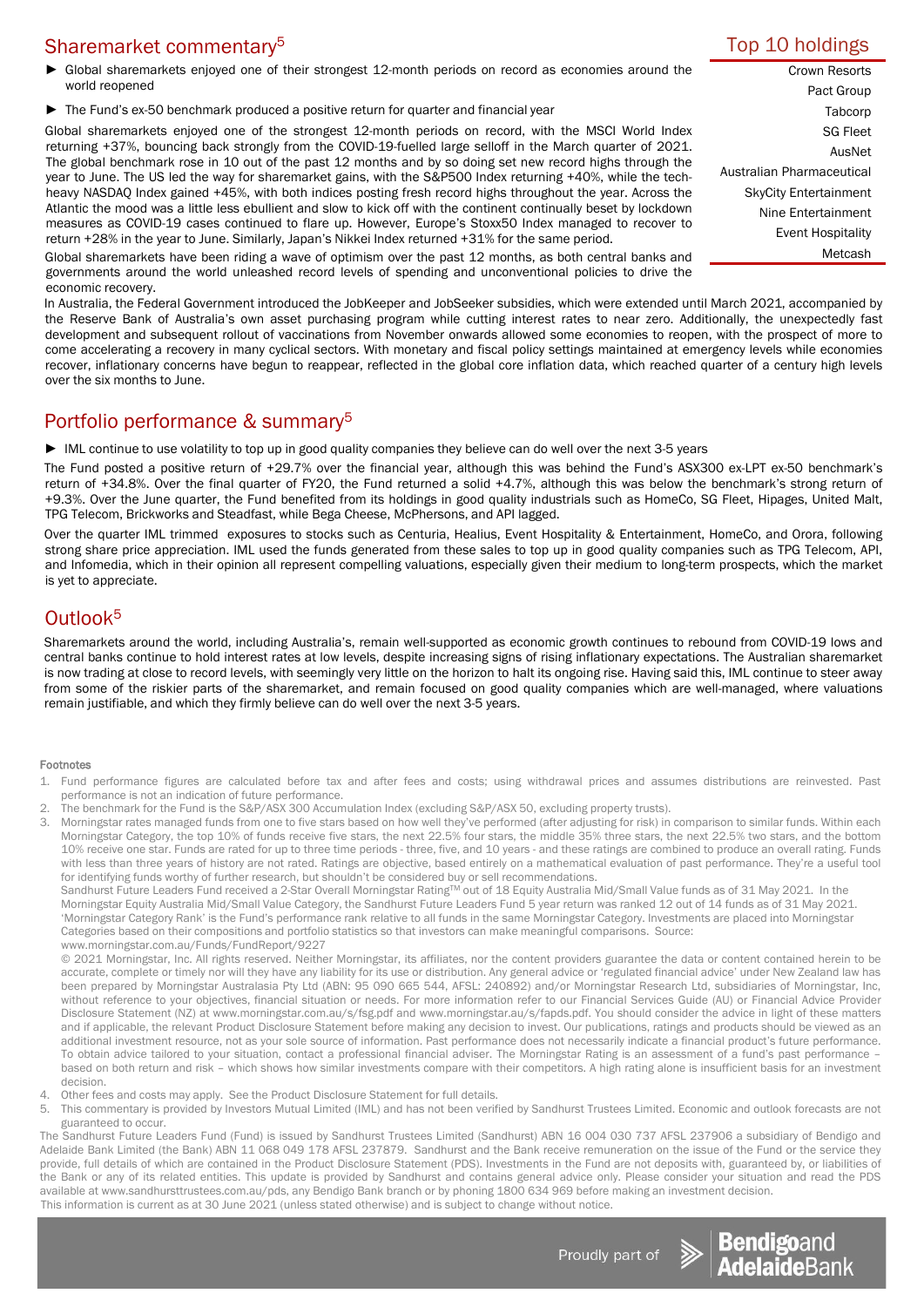## Sharemarket commentary[5]

- ► Global sharemarkets enjoyed one of their strongest 12-month periods on record as economies around the world reopened
- ► The Fund's ex-50 benchmark produced a positive return for quarter and financial year

Global sharemarkets enjoyed one of the strongest 12-month periods on record, with the MSCI World Index returning +37%, bouncing back strongly from the COVID-19-fuelled large selloff in the March quarter of 2021. The global benchmark rose in 10 out of the past 12 months and by so doing set new record highs through the year to June. The US led the way for sharemarket gains, with the S&P500 Index returning +40%, while the tech-heavy NASDAQ Index gained +45%, with both indices posting fresh record highs throughout the year. Across the Atlantic the mood was a little less ebullient and slow to kick off with the continent continually beset by lockdown measures as COVID-19 cases continued to flare up. However, Europe's Stoxx50 Index managed to recover to return +28% in the year to June. Similarly, Japan's Nikkei Index returned +31% for the same period.

Global sharemarkets have been riding a wave of optimism over the past 12 months, as both central banks and governments around the world unleashed record levels of spending and unconventional policies to drive the economic recovery.

## Top 10 holdings

Crown Resorts
Pact Group
Tabcorp
SG Fleet
AusNet
Australian Pharmaceutical
SkyCity Entertainment
Nine Entertainment
Event Hospitality
Metcash

In Australia, the Federal Government introduced the JobKeeper and JobSeeker subsidies, which were extended until March 2021, accompanied by the Reserve Bank of Australia's own asset purchasing program while cutting interest rates to near zero. Additionally, the unexpectedly fast development and subsequent rollout of vaccinations from November onwards allowed some economies to reopen, with the prospect of more to come accelerating a recovery in many cyclical sectors. With monetary and fiscal policy settings maintained at emergency levels while economies recover, inflationary concerns have begun to reappear, reflected in the global core inflation data, which reached quarter of a century high levels over the six months to June.

## Portfolio performance & summary[5]

- ► IML continue to use volatility to top up in good quality companies they believe can do well over the next 3-5 years

The Fund posted a positive return of +29.7% over the financial year, although this was behind the Fund's ASX300 ex-LPT ex-50 benchmark's return of +34.8%. Over the final quarter of FY20, the Fund returned a solid +4.7%, although this was below the benchmark's strong return of +9.3%. Over the June quarter, the Fund benefited from its holdings in good quality industrials such as HomeCo, SG Fleet, Hipages, United Malt, TPG Telecom, Brickworks and Steadfast, while Bega Cheese, McPhersons, and API lagged.

Over the quarter IML trimmed exposures to stocks such as Centuria, Healius, Event Hospitality & Entertainment, HomeCo, and Orora, following strong share price appreciation. IML used the funds generated from these sales to top up in good quality companies such as TPG Telecom, API, and Infomedia, which in their opinion all represent compelling valuations, especially given their medium to long-term prospects, which the market is yet to appreciate.

## Outlook[5]

Sharemarkets around the world, including Australia's, remain well-supported as economic growth continues to rebound from COVID-19 lows and central banks continue to hold interest rates at low levels, despite increasing signs of rising inflationary expectations. The Australian sharemarket is now trading at close to record levels, with seemingly very little on the horizon to halt its ongoing rise. Having said this, IML continue to steer away from some of the riskier parts of the sharemarket, and remain focused on good quality companies which are well-managed, where valuations remain justifiable, and which they firmly believe can do well over the next 3-5 years.

#### Footnotes

1. Fund performance figures are calculated before tax and after fees and costs; using withdrawal prices and assumes distributions are reinvested. Past performance is not an indication of future performance.
2. The benchmark for the Fund is the S&P/ASX 300 Accumulation Index (excluding S&P/ASX 50, excluding property trusts).
3. Morningstar rates managed funds from one to five stars based on how well they've performed (after adjusting for risk) in comparison to similar funds. Within each Morningstar Category, the top 10% of funds receive five stars, the next 22.5% four stars, the middle 35% three stars, the next 22.5% two stars, and the bottom 10% receive one star. Funds are rated for up to three time periods - three, five, and 10 years - and these ratings are combined to produce an overall rating. Funds with less than three years of history are not rated. Ratings are objective, based entirely on a mathematical evaluation of past performance. They're a useful tool for identifying funds worthy of further research, but shouldn't be considered buy or sell recommendations.
   Sandhurst Future Leaders Fund received a 2-Star Overall Morningstar Rating™ out of 18 Equity Australia Mid/Small Value funds as of 31 May 2021. In the Morningstar Equity Australia Mid/Small Value Category, the Sandhurst Future Leaders Fund 5 year return was ranked 12 out of 14 funds as of 31 May 2021. 'Morningstar Category Rank' is the Fund's performance rank relative to all funds in the same Morningstar Category. Investments are placed into Morningstar Categories based on their compositions and portfolio statistics so that investors can make meaningful comparisons. Source: www.morningstar.com.au/Funds/FundReport/9227
   © 2021 Morningstar, Inc. All rights reserved. Neither Morningstar, its affiliates, nor the content providers guarantee the data or content contained herein to be accurate, complete or timely nor will they have any liability for its use or distribution. Any general advice or 'regulated financial advice' under New Zealand law has been prepared by Morningstar Australasia Pty Ltd (ABN: 95 090 665 544, AFSL: 240892) and/or Morningstar Research Ltd, subsidiaries of Morningstar, Inc, without reference to your objectives, financial situation or needs. For more information refer to our Financial Services Guide (AU) or Financial Advice Provider Disclosure Statement (NZ) at www.morningstar.com.au/s/fsg.pdf and www.morningstar.au/s/fapds.pdf. You should consider the advice in light of these matters and if applicable, the relevant Product Disclosure Statement before making any decision to invest. Our publications, ratings and products should be viewed as an additional investment resource, not as your sole source of information. Past performance does not necessarily indicate a financial product's future performance. To obtain advice tailored to your situation, contact a professional financial adviser. The Morningstar Rating is an assessment of a fund's past performance – based on both return and risk – which shows how similar investments compare with their competitors. A high rating alone is insufficient basis for an investment decision.
4. Other fees and costs may apply. See the Product Disclosure Statement for full details.
5. This commentary is provided by Investors Mutual Limited (IML) and has not been verified by Sandhurst Trustees Limited. Economic and outlook forecasts are not guaranteed to occur.

The Sandhurst Future Leaders Fund (Fund) is issued by Sandhurst Trustees Limited (Sandhurst) ABN 16 004 030 737 AFSL 237906 a subsidiary of Bendigo and Adelaide Bank Limited (the Bank) ABN 11 068 049 178 AFSL 237879. Sandhurst and the Bank receive remuneration on the issue of the Fund or the service they provide, full details of which are contained in the Product Disclosure Statement (PDS). Investments in the Fund are not deposits with, guaranteed by, or liabilities of the Bank or any of its related entities. This update is provided by Sandhurst and contains general advice only. Please consider your situation and read the PDS available at www.sandhursttrustees.com.au/pds, any Bendigo Bank branch or by phoning 1800 634 969 before making an investment decision.
This information is current as at 30 June 2021 (unless stated otherwise) and is subject to change without notice.

Proudly part of Bendigo and Adelaide Bank